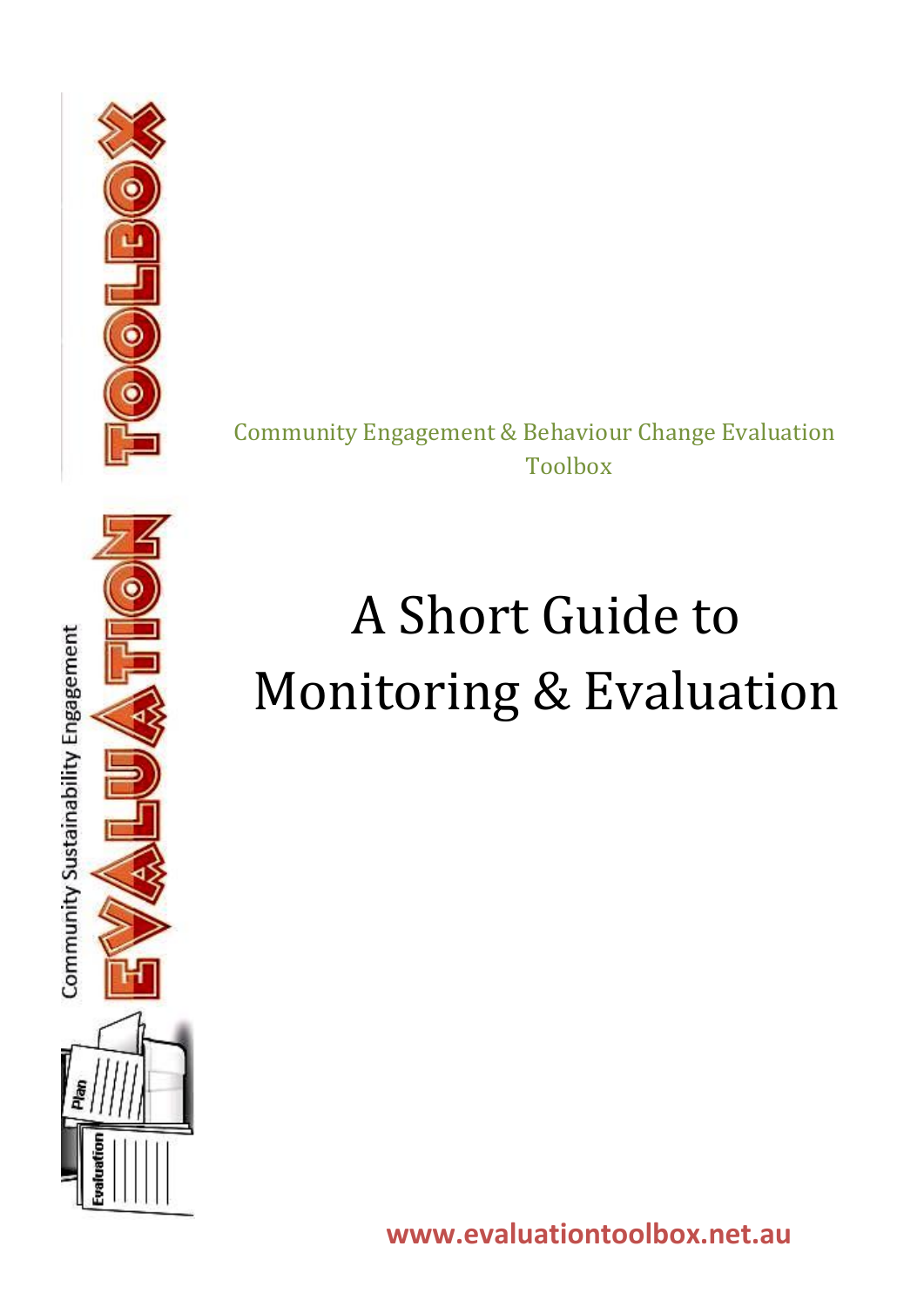Community Engagement & Behaviour Change Evaluation Toolbox

# A Short Guide to Monitoring & Evaluation

**www.evaluationtoolbox.net.au**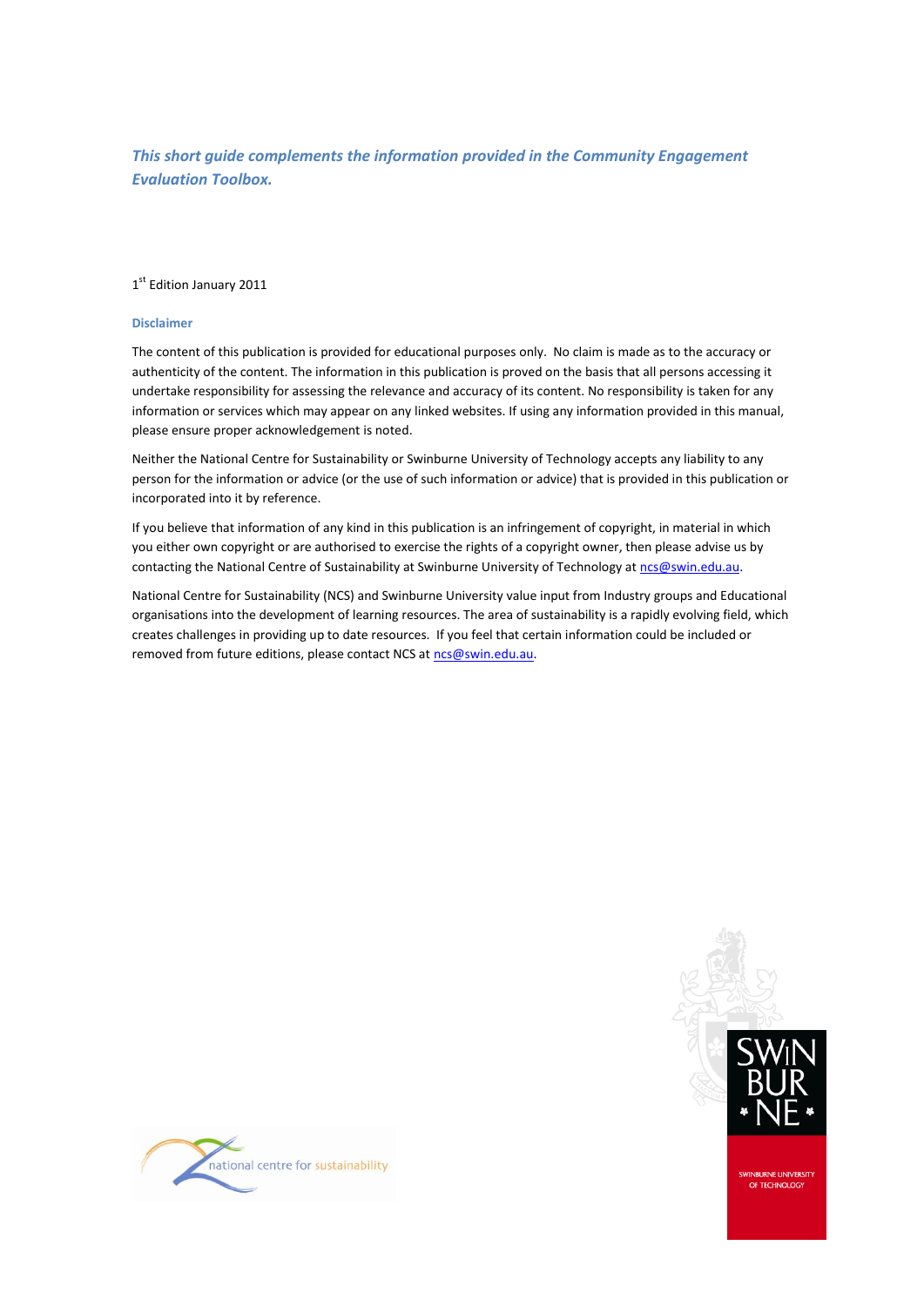*This short guide complements the information provided in the Community Engagement Evaluation Toolbox.*

1st Edition January 2011

### Disclaimer

The content of this publication is provided for educational purposes only. No claim is made as to the accuracy or authenticity of the content. The information in this publication is proved on the basis that all persons accessing it undertake responsibility for assessing the relevance and accuracy of its content. No responsibility is taken for any information or services which may appear on any linked websites. If using any information provided in this manual, please ensure proper acknowledgement is noted.

Neither the National Centre for Sustainability or Swinburne University of Technology accepts any liability to any person for the information or advice (or the use of such information or advice) that is provided in this publication or incorporated into it by reference.

If you believe that information of any kind in this publication is an infringement of copyright, in material in which you either own copyright or are authorised to exercise the rights of a copyright owner, then please advise us by contacting the National Centre of Sustainability at Swinburne University of Technology at ncs@swin.edu.au.

National Centre for Sustainability (NCS) and Swinburne University value input from Industry groups and Educational organisations into the development of learning resources. The area of sustainability is a rapidly evolving field, which creates challenges in providing up to date resources. If you feel that certain information could be included or removed from future editions, please contact NCS at ncs@swin.edu.au.

national centre for sustainability

SWINBURNE UNIVERSITY OF TECHNOLOGY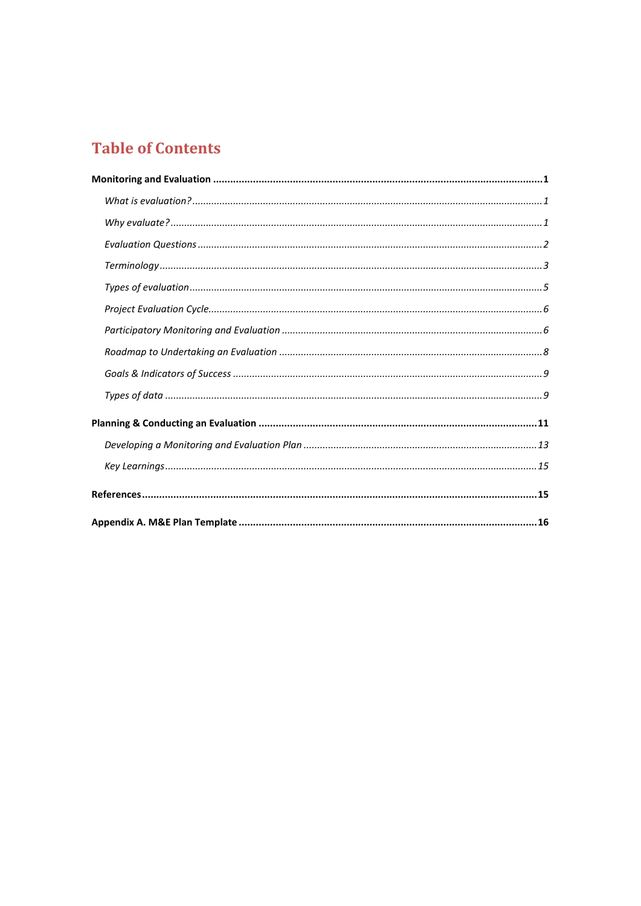# Table of Contents

**Monitoring and Evaluation** ..... **1**

- *What is evaluation?* ..... *1*
- *Why evaluate?* ..... *1*
- *Evaluation Questions* ..... *2*
- *Terminology* ..... *3*
- *Types of evaluation* ..... *5*
- *Project Evaluation Cycle* ..... *6*
- *Participatory Monitoring and Evaluation* ..... *6*
- *Roadmap to Undertaking an Evaluation* ..... *8*
- *Goals & Indicators of Success* ..... *9*
- *Types of data* ..... *9*

**Planning & Conducting an Evaluation** ..... **11**

- *Developing a Monitoring and Evaluation Plan* ..... *13*
- *Key Learnings* ..... *15*

**References** ..... **15**

**Appendix A. M&E Plan Template** ..... **16**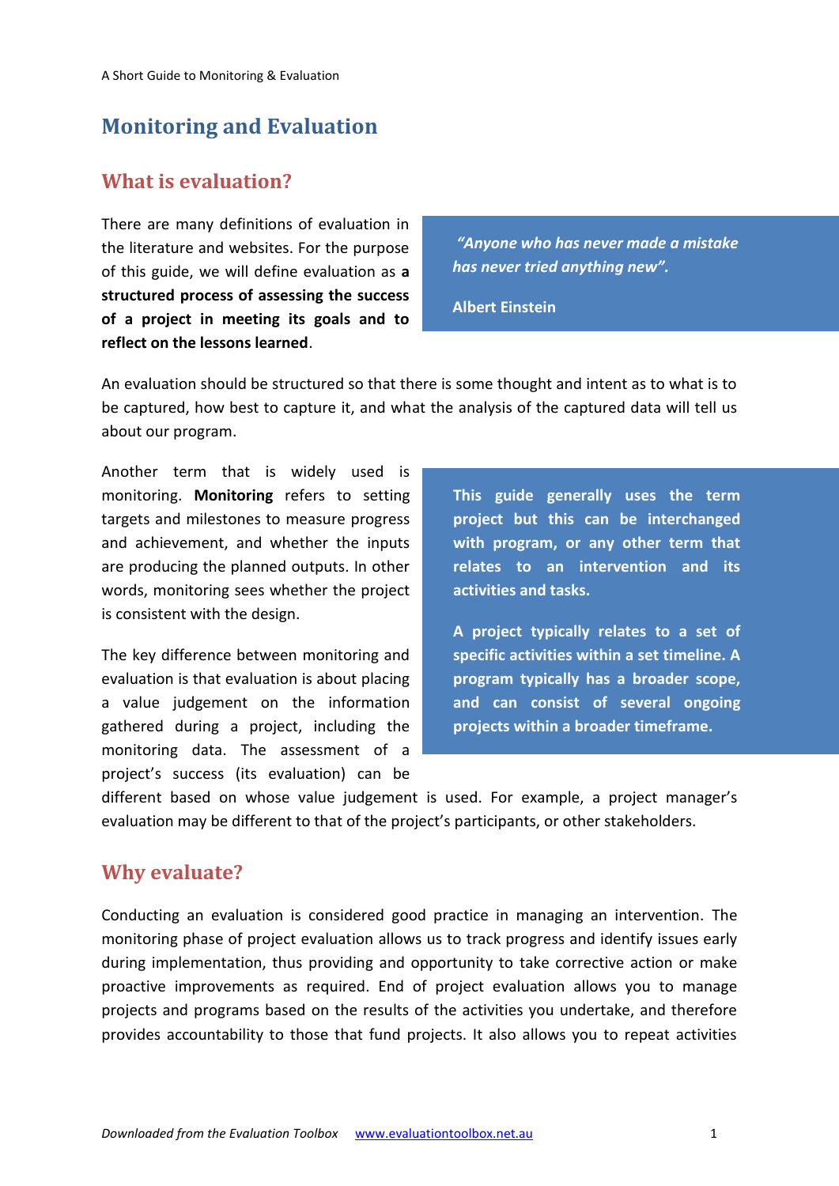# Monitoring and Evaluation

## What is evaluation?

There are many definitions of evaluation in the literature and websites. For the purpose of this guide, we will define evaluation as **a structured process of assessing the success of a project in meeting its goals and to reflect on the lessons learned**.

> ***"Anyone who has never made a mistake has never tried anything new".***
>
> **Albert Einstein**

An evaluation should be structured so that there is some thought and intent as to what is to be captured, how best to capture it, and what the analysis of the captured data will tell us about our program.

Another term that is widely used is monitoring. **Monitoring** refers to setting targets and milestones to measure progress and achievement, and whether the inputs are producing the planned outputs. In other words, monitoring sees whether the project is consistent with the design.

> **This guide generally uses the term project but this can be interchanged with program, or any other term that relates to an intervention and its activities and tasks.**
>
> **A project typically relates to a set of specific activities within a set timeline. A program typically has a broader scope, and can consist of several ongoing projects within a broader timeframe.**

The key difference between monitoring and evaluation is that evaluation is about placing a value judgement on the information gathered during a project, including the monitoring data. The assessment of a project's success (its evaluation) can be different based on whose value judgement is used. For example, a project manager's evaluation may be different to that of the project's participants, or other stakeholders.

## Why evaluate?

Conducting an evaluation is considered good practice in managing an intervention. The monitoring phase of project evaluation allows us to track progress and identify issues early during implementation, thus providing and opportunity to take corrective action or make proactive improvements as required. End of project evaluation allows you to manage projects and programs based on the results of the activities you undertake, and therefore provides accountability to those that fund projects. It also allows you to repeat activities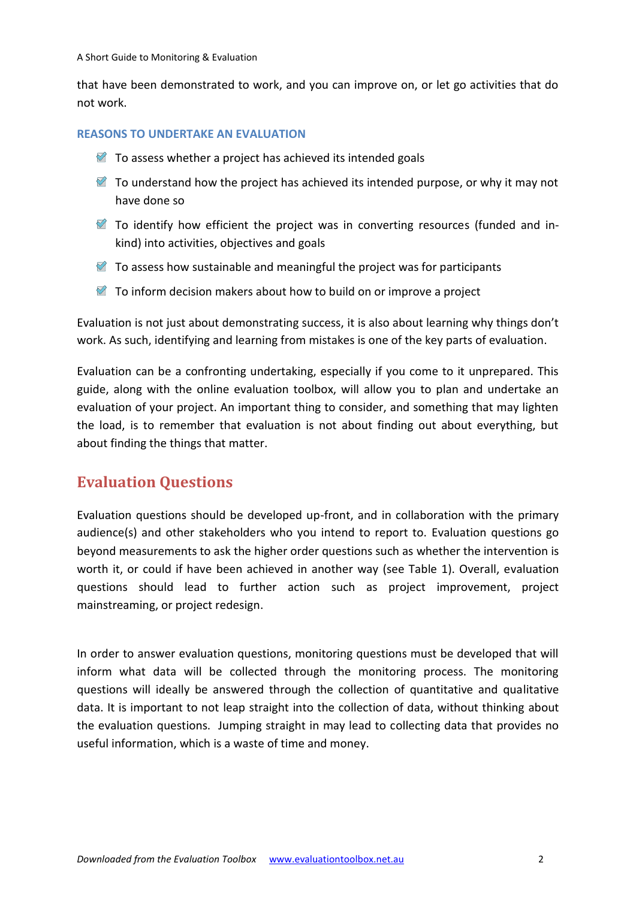that have been demonstrated to work, and you can improve on, or let go activities that do not work.

### REASONS TO UNDERTAKE AN EVALUATION

- To assess whether a project has achieved its intended goals
- To understand how the project has achieved its intended purpose, or why it may not have done so
- To identify how efficient the project was in converting resources (funded and in-kind) into activities, objectives and goals
- To assess how sustainable and meaningful the project was for participants
- To inform decision makers about how to build on or improve a project

Evaluation is not just about demonstrating success, it is also about learning why things don't work. As such, identifying and learning from mistakes is one of the key parts of evaluation.

Evaluation can be a confronting undertaking, especially if you come to it unprepared. This guide, along with the online evaluation toolbox, will allow you to plan and undertake an evaluation of your project. An important thing to consider, and something that may lighten the load, is to remember that evaluation is not about finding out about everything, but about finding the things that matter.

## Evaluation Questions

Evaluation questions should be developed up-front, and in collaboration with the primary audience(s) and other stakeholders who you intend to report to. Evaluation questions go beyond measurements to ask the higher order questions such as whether the intervention is worth it, or could if have been achieved in another way (see Table 1). Overall, evaluation questions should lead to further action such as project improvement, project mainstreaming, or project redesign.

In order to answer evaluation questions, monitoring questions must be developed that will inform what data will be collected through the monitoring process. The monitoring questions will ideally be answered through the collection of quantitative and qualitative data. It is important to not leap straight into the collection of data, without thinking about the evaluation questions. Jumping straight in may lead to collecting data that provides no useful information, which is a waste of time and money.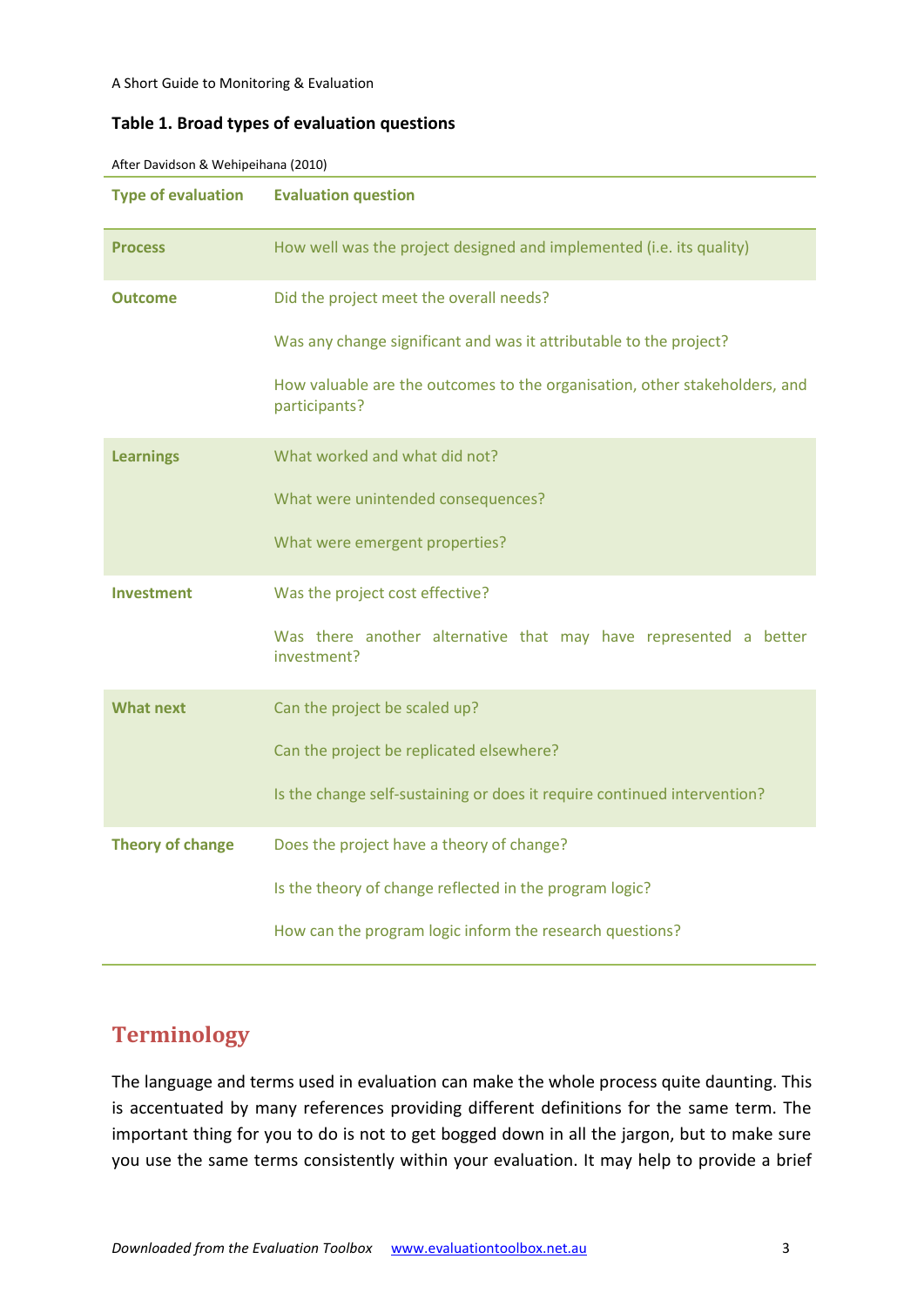**Table 1. Broad types of evaluation questions**

After Davidson & Wehipeihana (2010)

| Type of evaluation | Evaluation question |
|---|---|
| **Process** | How well was the project designed and implemented (i.e. its quality) |
| **Outcome** | Did the project meet the overall needs? |
| | Was any change significant and was it attributable to the project? |
| | How valuable are the outcomes to the organisation, other stakeholders, and participants? |
| **Learnings** | What worked and what did not? |
| | What were unintended consequences? |
| | What were emergent properties? |
| **Investment** | Was the project cost effective? |
| | Was there another alternative that may have represented a better investment? |
| **What next** | Can the project be scaled up? |
| | Can the project be replicated elsewhere? |
| | Is the change self-sustaining or does it require continued intervention? |
| **Theory of change** | Does the project have a theory of change? |
| | Is the theory of change reflected in the program logic? |
| | How can the program logic inform the research questions? |

# Terminology

The language and terms used in evaluation can make the whole process quite daunting. This is accentuated by many references providing different definitions for the same term. The important thing for you to do is not to get bogged down in all the jargon, but to make sure you use the same terms consistently within your evaluation. It may help to provide a brief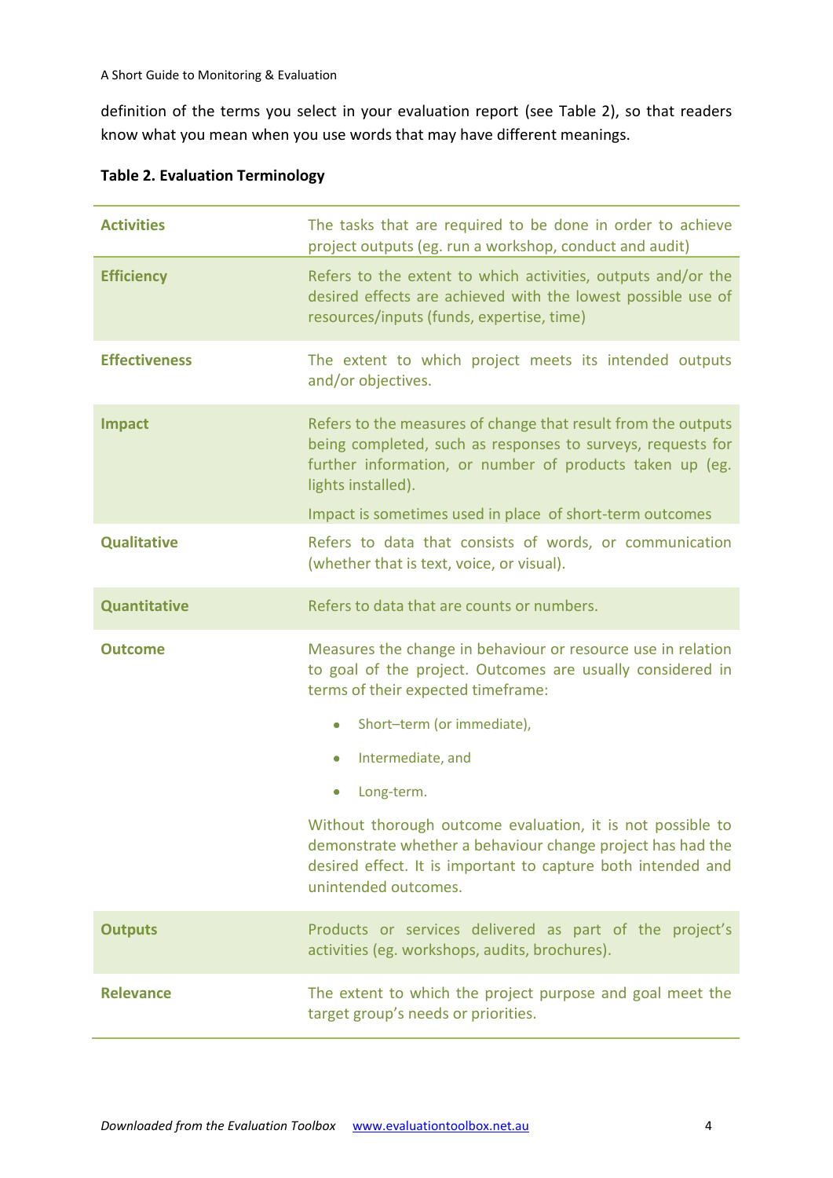definition of the terms you select in your evaluation report (see Table 2), so that readers know what you mean when you use words that may have different meanings.

**Table 2. Evaluation Terminology**

| | |
|---|---|
| **Activities** | The tasks that are required to be done in order to achieve project outputs (eg. run a workshop, conduct and audit) |
| **Efficiency** | Refers to the extent to which activities, outputs and/or the desired effects are achieved with the lowest possible use of resources/inputs (funds, expertise, time) |
| **Effectiveness** | The extent to which project meets its intended outputs and/or objectives. |
| **Impact** | Refers to the measures of change that result from the outputs being completed, such as responses to surveys, requests for further information, or number of products taken up (eg. lights installed).<br><br>Impact is sometimes used in place of short-term outcomes |
| **Qualitative** | Refers to data that consists of words, or communication (whether that is text, voice, or visual). |
| **Quantitative** | Refers to data that are counts or numbers. |
| **Outcome** | Measures the change in behaviour or resource use in relation to goal of the project. Outcomes are usually considered in terms of their expected timeframe:<br><br>• Short–term (or immediate),<br>• Intermediate, and<br>• Long-term.<br><br>Without thorough outcome evaluation, it is not possible to demonstrate whether a behaviour change project has had the desired effect. It is important to capture both intended and unintended outcomes. |
| **Outputs** | Products or services delivered as part of the project's activities (eg. workshops, audits, brochures). |
| **Relevance** | The extent to which the project purpose and goal meet the target group's needs or priorities. |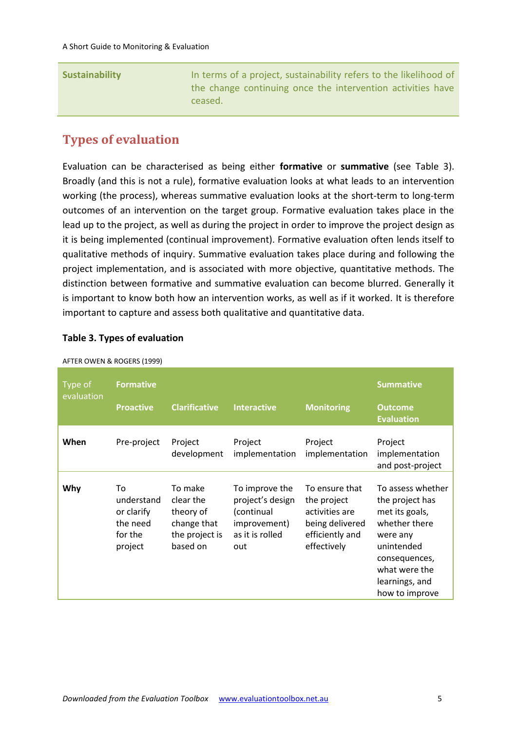| Sustainability | In terms of a project, sustainability refers to the likelihood of the change continuing once the intervention activities have ceased. |
|---|---|

## Types of evaluation

Evaluation can be characterised as being either **formative** or **summative** (see Table 3). Broadly (and this is not a rule), formative evaluation looks at what leads to an intervention working (the process), whereas summative evaluation looks at the short-term to long-term outcomes of an intervention on the target group. Formative evaluation takes place in the lead up to the project, as well as during the project in order to improve the project design as it is being implemented (continual improvement). Formative evaluation often lends itself to qualitative methods of inquiry. Summative evaluation takes place during and following the project implementation, and is associated with more objective, quantitative methods. The distinction between formative and summative evaluation can become blurred. Generally it is important to know both how an intervention works, as well as if it worked. It is therefore important to capture and assess both qualitative and quantitative data.

**Table 3. Types of evaluation**

AFTER OWEN & ROGERS (1999)

| Type of evaluation | Formative | | | | Summative |
|---|---|---|---|---|---|
| | Proactive | Clarificative | Interactive | Monitoring | Outcome Evaluation |
| **When** | Pre-project | Project development | Project implementation | Project implementation | Project implementation and post-project |
| **Why** | To understand or clarify the need for the project | To make clear the theory of change that the project is based on | To improve the project's design (continual improvement) as it is rolled out | To ensure that the project activities are being delivered efficiently and effectively | To assess whether the project has met its goals, whether there were any unintended consequences, what were the learnings, and how to improve |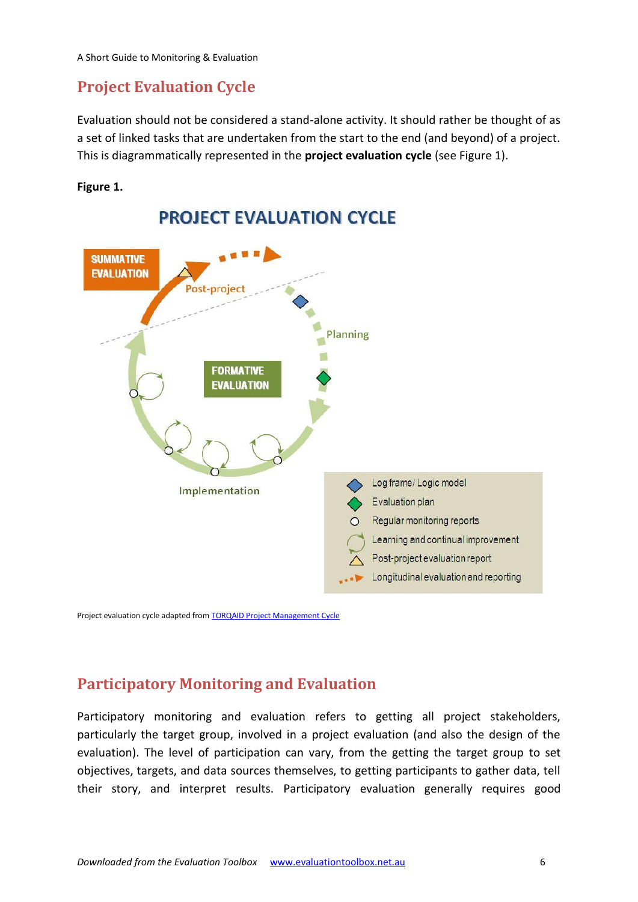## Project Evaluation Cycle

Evaluation should not be considered a stand-alone activity. It should rather be thought of as a set of linked tasks that are undertaken from the start to the end (and beyond) of a project. This is diagrammatically represented in the **project evaluation cycle** (see Figure 1).

**Figure 1.**

**PROJECT EVALUATION CYCLE**

SUMMATIVE EVALUATION

Post-project

Planning

FORMATIVE EVALUATION

Implementation

- Log frame/ Logic model
- Evaluation plan
- Regular monitoring reports
- Learning and continual improvement
- Post-project evaluation report
- Longitudinal evaluation and reporting

Project evaluation cycle adapted from [TORQAID Project Management Cycle]

## Participatory Monitoring and Evaluation

Participatory monitoring and evaluation refers to getting all project stakeholders, particularly the target group, involved in a project evaluation (and also the design of the evaluation). The level of participation can vary, from the getting the target group to set objectives, targets, and data sources themselves, to getting participants to gather data, tell their story, and interpret results. Participatory evaluation generally requires good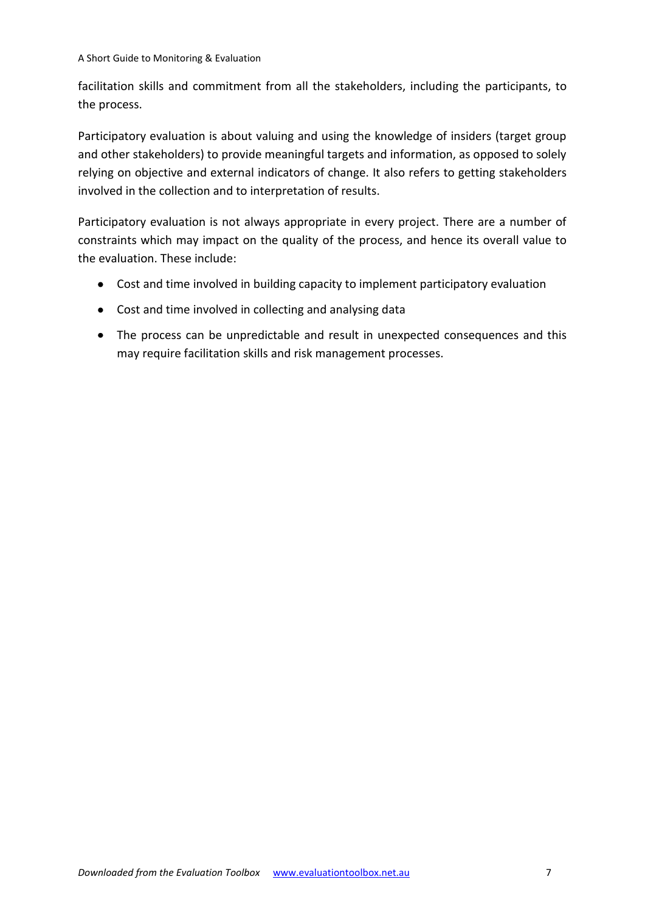facilitation skills and commitment from all the stakeholders, including the participants, to the process.

Participatory evaluation is about valuing and using the knowledge of insiders (target group and other stakeholders) to provide meaningful targets and information, as opposed to solely relying on objective and external indicators of change. It also refers to getting stakeholders involved in the collection and to interpretation of results.

Participatory evaluation is not always appropriate in every project. There are a number of constraints which may impact on the quality of the process, and hence its overall value to the evaluation. These include:

- Cost and time involved in building capacity to implement participatory evaluation
- Cost and time involved in collecting and analysing data
- The process can be unpredictable and result in unexpected consequences and this may require facilitation skills and risk management processes.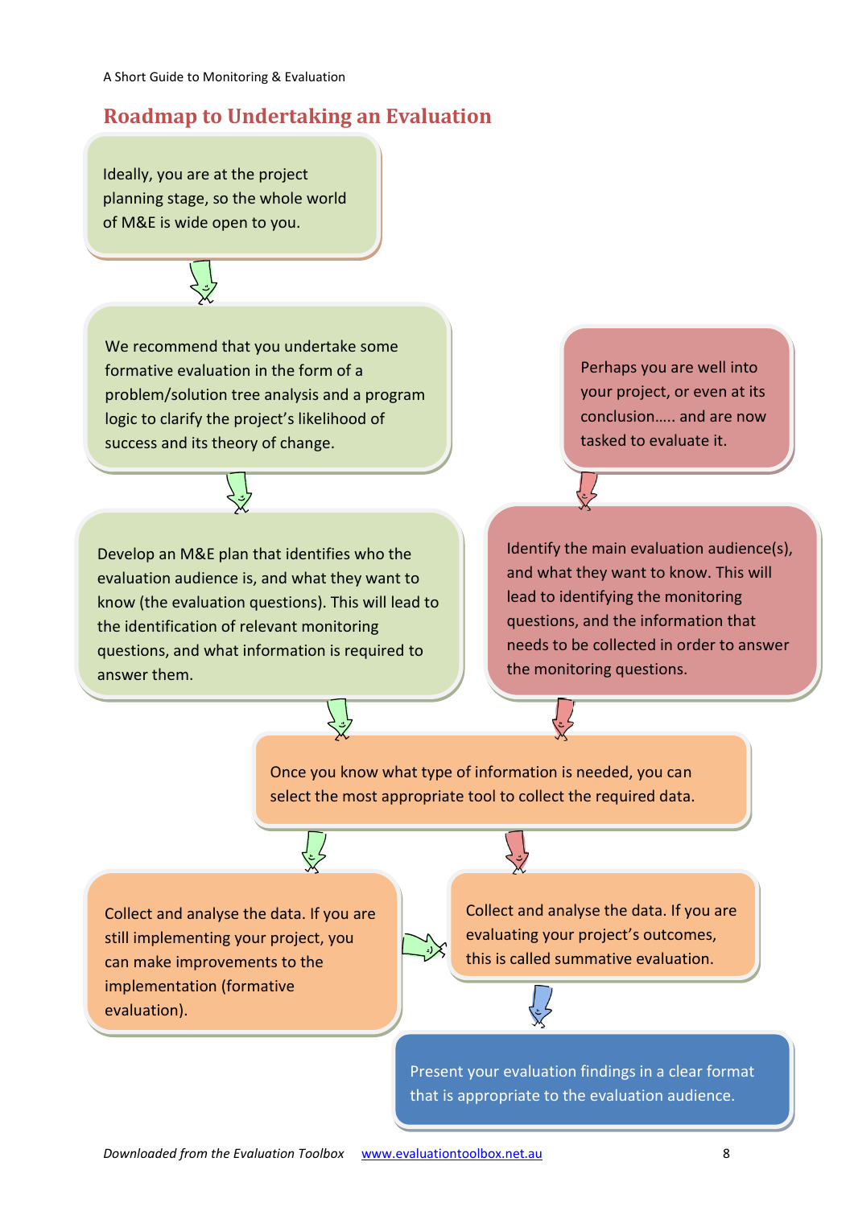## Roadmap to Undertaking an Evaluation

Ideally, you are at the project planning stage, so the whole world of M&E is wide open to you.

We recommend that you undertake some formative evaluation in the form of a problem/solution tree analysis and a program logic to clarify the project's likelihood of success and its theory of change.

Develop an M&E plan that identifies who the evaluation audience is, and what they want to know (the evaluation questions). This will lead to the identification of relevant monitoring questions, and what information is required to answer them.

Perhaps you are well into your project, or even at its conclusion….. and are now tasked to evaluate it.

Identify the main evaluation audience(s), and what they want to know. This will lead to identifying the monitoring questions, and the information that needs to be collected in order to answer the monitoring questions.

Once you know what type of information is needed, you can select the most appropriate tool to collect the required data.

Collect and analyse the data. If you are still implementing your project, you can make improvements to the implementation (formative evaluation).

Collect and analyse the data. If you are evaluating your project's outcomes, this is called summative evaluation.

Present your evaluation findings in a clear format that is appropriate to the evaluation audience.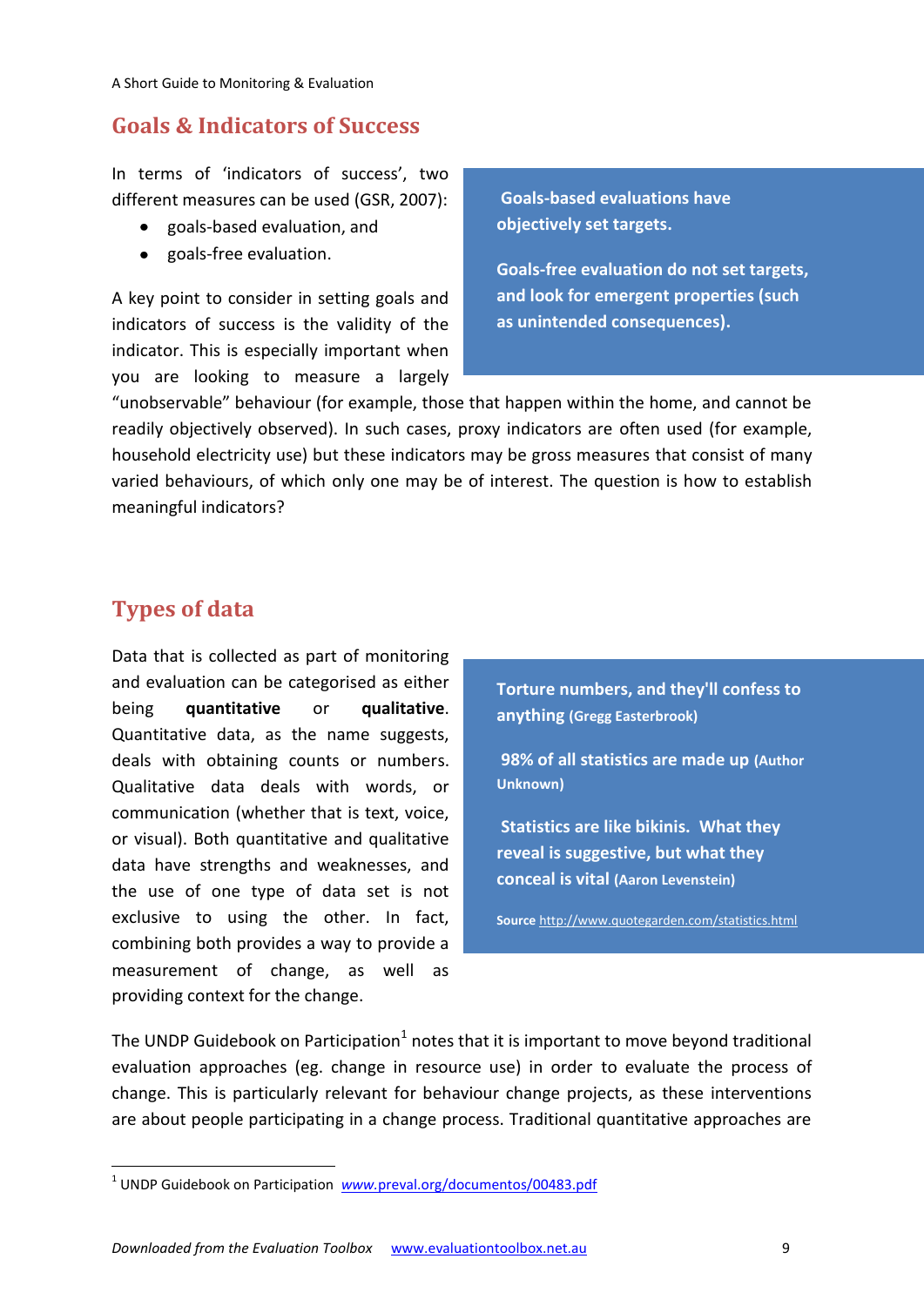## Goals & Indicators of Success

In terms of 'indicators of success', two different measures can be used (GSR, 2007):

- goals-based evaluation, and
- goals-free evaluation.

> **Goals-based evaluations have objectively set targets.**
>
> **Goals-free evaluation do not set targets, and look for emergent properties (such as unintended consequences).**

A key point to consider in setting goals and indicators of success is the validity of the indicator. This is especially important when you are looking to measure a largely "unobservable" behaviour (for example, those that happen within the home, and cannot be readily objectively observed). In such cases, proxy indicators are often used (for example, household electricity use) but these indicators may be gross measures that consist of many varied behaviours, of which only one may be of interest. The question is how to establish meaningful indicators?

## Types of data

Data that is collected as part of monitoring and evaluation can be categorised as either being **quantitative** or **qualitative**. Quantitative data, as the name suggests, deals with obtaining counts or numbers. Qualitative data deals with words, or communication (whether that is text, voice, or visual). Both quantitative and qualitative data have strengths and weaknesses, and the use of one type of data set is not exclusive to using the other. In fact, combining both provides a way to provide a measurement of change, as well as providing context for the change.

> **Torture numbers, and they'll confess to anything** **(Gregg Easterbrook)**
>
> **98% of all statistics are made up** **(Author Unknown)**
>
> **Statistics are like bikinis. What they reveal is suggestive, but what they conceal is vital** **(Aaron Levenstein)**
>
> **Source** http://www.quotegarden.com/statistics.html

The UNDP Guidebook on Participation[1] notes that it is important to move beyond traditional evaluation approaches (eg. change in resource use) in order to evaluate the process of change. This is particularly relevant for behaviour change projects, as these interventions are about people participating in a change process. Traditional quantitative approaches are

[1] UNDP Guidebook on Participation *www*.preval.org/documentos/00483.pdf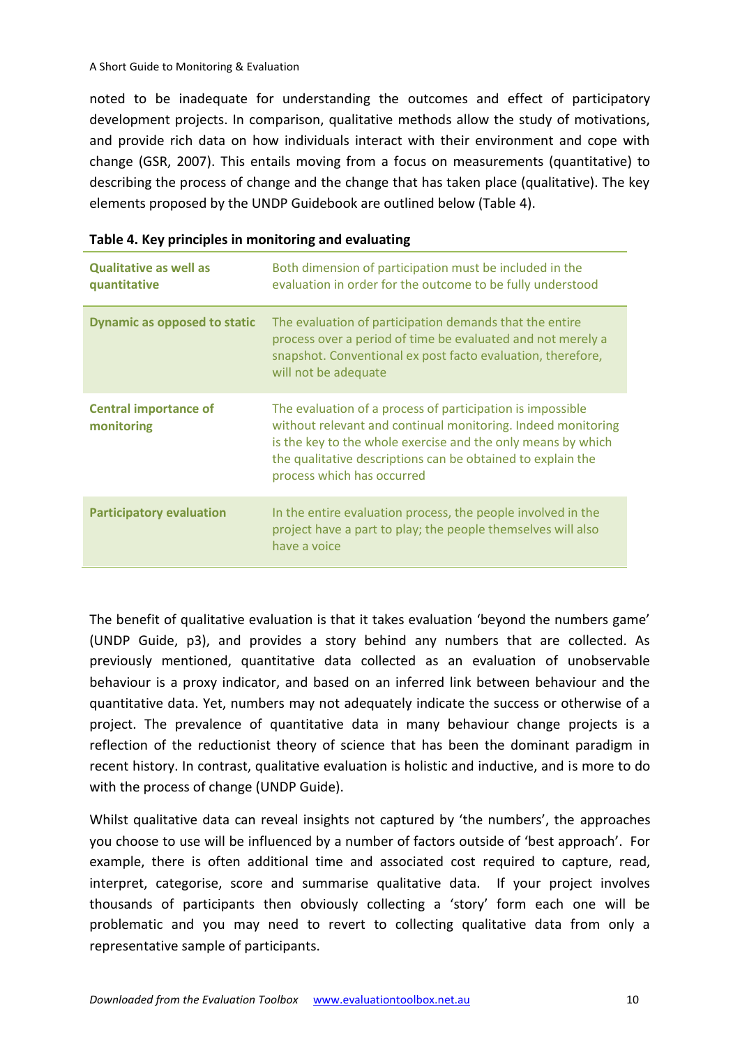noted to be inadequate for understanding the outcomes and effect of participatory development projects. In comparison, qualitative methods allow the study of motivations, and provide rich data on how individuals interact with their environment and cope with change (GSR, 2007). This entails moving from a focus on measurements (quantitative) to describing the process of change and the change that has taken place (qualitative). The key elements proposed by the UNDP Guidebook are outlined below (Table 4).

**Table 4. Key principles in monitoring and evaluating**

| | |
|---|---|
| **Qualitative as well as quantitative** | Both dimension of participation must be included in the evaluation in order for the outcome to be fully understood |
| **Dynamic as opposed to static** | The evaluation of participation demands that the entire process over a period of time be evaluated and not merely a snapshot. Conventional ex post facto evaluation, therefore, will not be adequate |
| **Central importance of monitoring** | The evaluation of a process of participation is impossible without relevant and continual monitoring. Indeed monitoring is the key to the whole exercise and the only means by which the qualitative descriptions can be obtained to explain the process which has occurred |
| **Participatory evaluation** | In the entire evaluation process, the people involved in the project have a part to play; the people themselves will also have a voice |

The benefit of qualitative evaluation is that it takes evaluation 'beyond the numbers game' (UNDP Guide, p3), and provides a story behind any numbers that are collected. As previously mentioned, quantitative data collected as an evaluation of unobservable behaviour is a proxy indicator, and based on an inferred link between behaviour and the quantitative data. Yet, numbers may not adequately indicate the success or otherwise of a project. The prevalence of quantitative data in many behaviour change projects is a reflection of the reductionist theory of science that has been the dominant paradigm in recent history. In contrast, qualitative evaluation is holistic and inductive, and is more to do with the process of change (UNDP Guide).

Whilst qualitative data can reveal insights not captured by 'the numbers', the approaches you choose to use will be influenced by a number of factors outside of 'best approach'. For example, there is often additional time and associated cost required to capture, read, interpret, categorise, score and summarise qualitative data. If your project involves thousands of participants then obviously collecting a 'story' form each one will be problematic and you may need to revert to collecting qualitative data from only a representative sample of participants.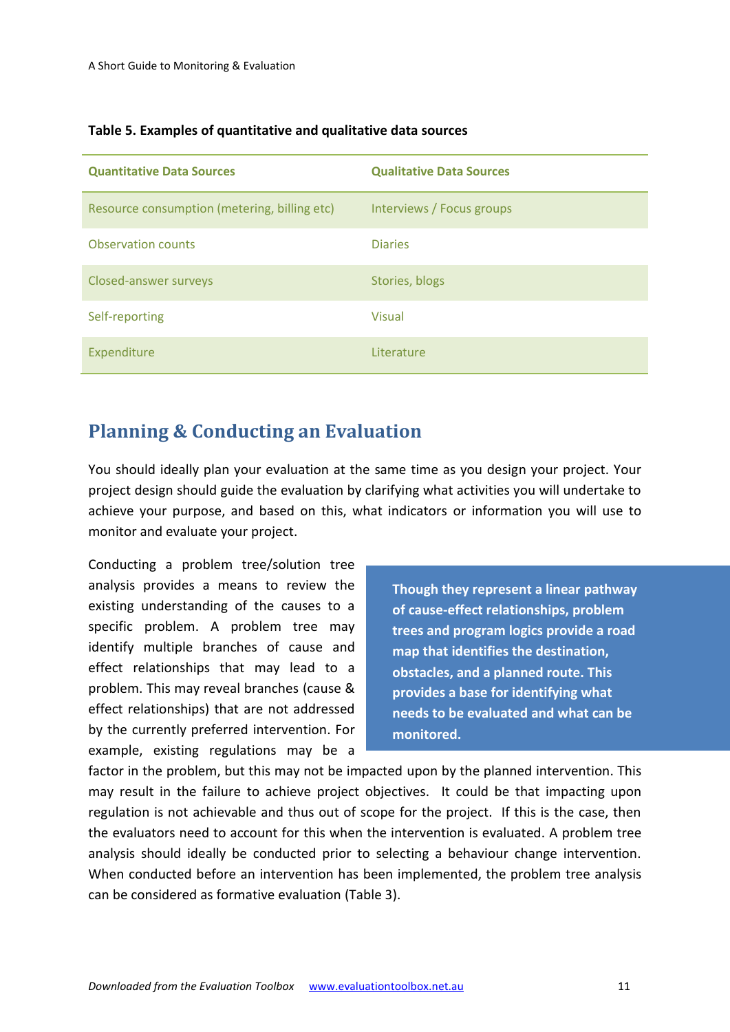**Table 5. Examples of quantitative and qualitative data sources**

| Quantitative Data Sources | Qualitative Data Sources |
|---|---|
| Resource consumption (metering, billing etc) | Interviews / Focus groups |
| Observation counts | Diaries |
| Closed-answer surveys | Stories, blogs |
| Self-reporting | Visual |
| Expenditure | Literature |

## Planning & Conducting an Evaluation

You should ideally plan your evaluation at the same time as you design your project. Your project design should guide the evaluation by clarifying what activities you will undertake to achieve your purpose, and based on this, what indicators or information you will use to monitor and evaluate your project.

**Though they represent a linear pathway of cause-effect relationships, problem trees and program logics provide a road map that identifies the destination, obstacles, and a planned route. This provides a base for identifying what needs to be evaluated and what can be monitored.**

Conducting a problem tree/solution tree analysis provides a means to review the existing understanding of the causes to a specific problem. A problem tree may identify multiple branches of cause and effect relationships that may lead to a problem. This may reveal branches (cause & effect relationships) that are not addressed by the currently preferred intervention. For example, existing regulations may be a factor in the problem, but this may not be impacted upon by the planned intervention. This may result in the failure to achieve project objectives. It could be that impacting upon regulation is not achievable and thus out of scope for the project. If this is the case, then the evaluators need to account for this when the intervention is evaluated. A problem tree analysis should ideally be conducted prior to selecting a behaviour change intervention. When conducted before an intervention has been implemented, the problem tree analysis can be considered as formative evaluation (Table 3).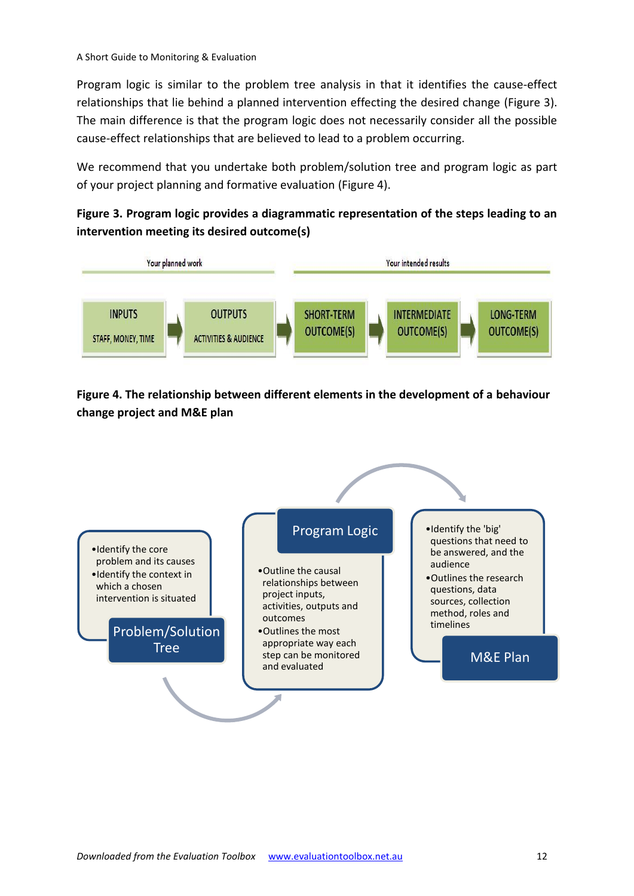Program logic is similar to the problem tree analysis in that it identifies the cause-effect relationships that lie behind a planned intervention effecting the desired change (Figure 3). The main difference is that the program logic does not necessarily consider all the possible cause-effect relationships that are believed to lead to a problem occurring.

We recommend that you undertake both problem/solution tree and program logic as part of your project planning and formative evaluation (Figure 4).

**Figure 3. Program logic provides a diagrammatic representation of the steps leading to an intervention meeting its desired outcome(s)**

Your planned work | Your intended results

INPUTS: STAFF, MONEY, TIME → OUTPUTS: ACTIVITIES & AUDIENCE → SHORT-TERM OUTCOME(S) → INTERMEDIATE OUTCOME(S) → LONG-TERM OUTCOME(S)

**Figure 4. The relationship between different elements in the development of a behaviour change project and M&E plan**

**Problem/Solution Tree**
- Identify the core problem and its causes
- Identify the context in which a chosen intervention is situated

**Program Logic**
- Outline the causal relationships between project inputs, activities, outputs and outcomes
- Outlines the most appropriate way each step can be monitored and evaluated

**M&E Plan**
- Identify the 'big' questions that need to be answered, and the audience
- Outlines the research questions, data sources, collection method, roles and timelines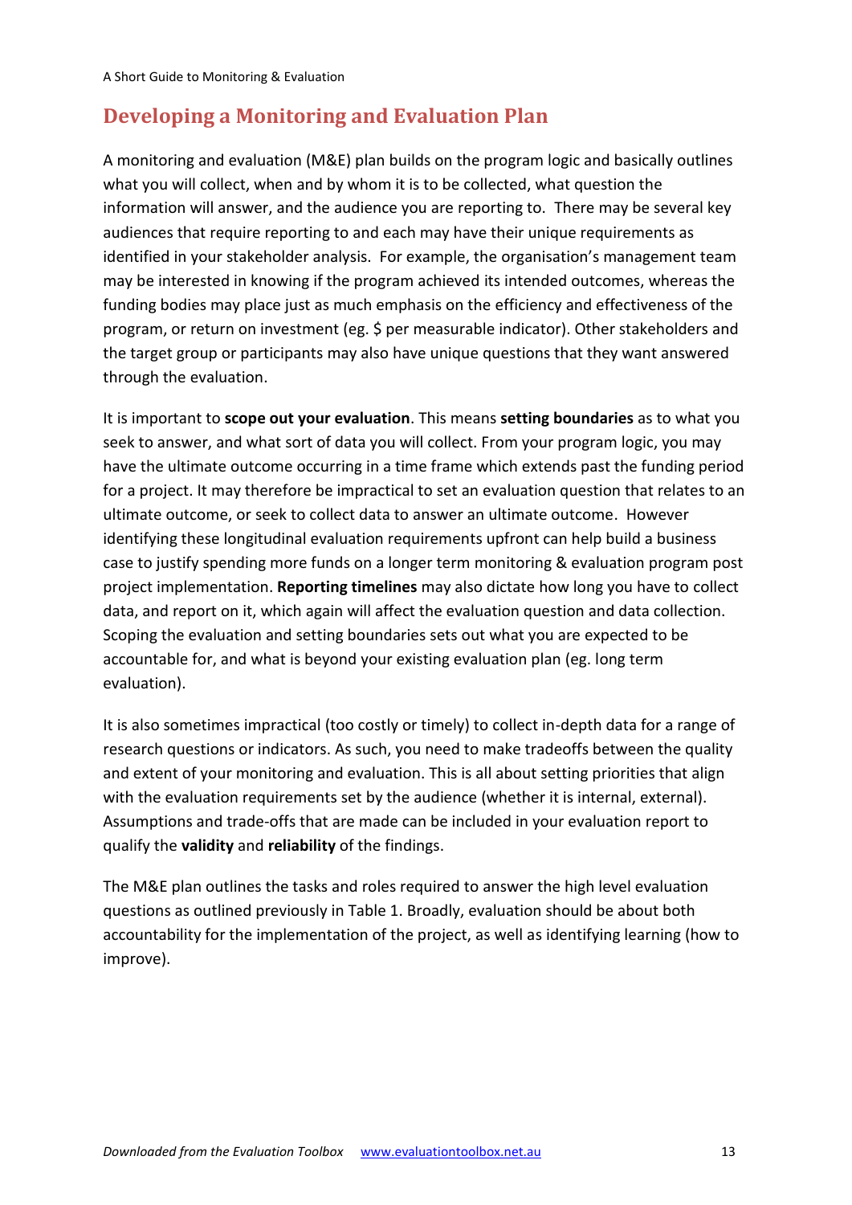## Developing a Monitoring and Evaluation Plan

A monitoring and evaluation (M&E) plan builds on the program logic and basically outlines what you will collect, when and by whom it is to be collected, what question the information will answer, and the audience you are reporting to. There may be several key audiences that require reporting to and each may have their unique requirements as identified in your stakeholder analysis. For example, the organisation's management team may be interested in knowing if the program achieved its intended outcomes, whereas the funding bodies may place just as much emphasis on the efficiency and effectiveness of the program, or return on investment (eg. $ per measurable indicator). Other stakeholders and the target group or participants may also have unique questions that they want answered through the evaluation.

It is important to **scope out your evaluation**. This means **setting boundaries** as to what you seek to answer, and what sort of data you will collect. From your program logic, you may have the ultimate outcome occurring in a time frame which extends past the funding period for a project. It may therefore be impractical to set an evaluation question that relates to an ultimate outcome, or seek to collect data to answer an ultimate outcome. However identifying these longitudinal evaluation requirements upfront can help build a business case to justify spending more funds on a longer term monitoring & evaluation program post project implementation. **Reporting timelines** may also dictate how long you have to collect data, and report on it, which again will affect the evaluation question and data collection. Scoping the evaluation and setting boundaries sets out what you are expected to be accountable for, and what is beyond your existing evaluation plan (eg. long term evaluation).

It is also sometimes impractical (too costly or timely) to collect in-depth data for a range of research questions or indicators. As such, you need to make tradeoffs between the quality and extent of your monitoring and evaluation. This is all about setting priorities that align with the evaluation requirements set by the audience (whether it is internal, external). Assumptions and trade-offs that are made can be included in your evaluation report to qualify the **validity** and **reliability** of the findings.

The M&E plan outlines the tasks and roles required to answer the high level evaluation questions as outlined previously in Table 1. Broadly, evaluation should be about both accountability for the implementation of the project, as well as identifying learning (how to improve).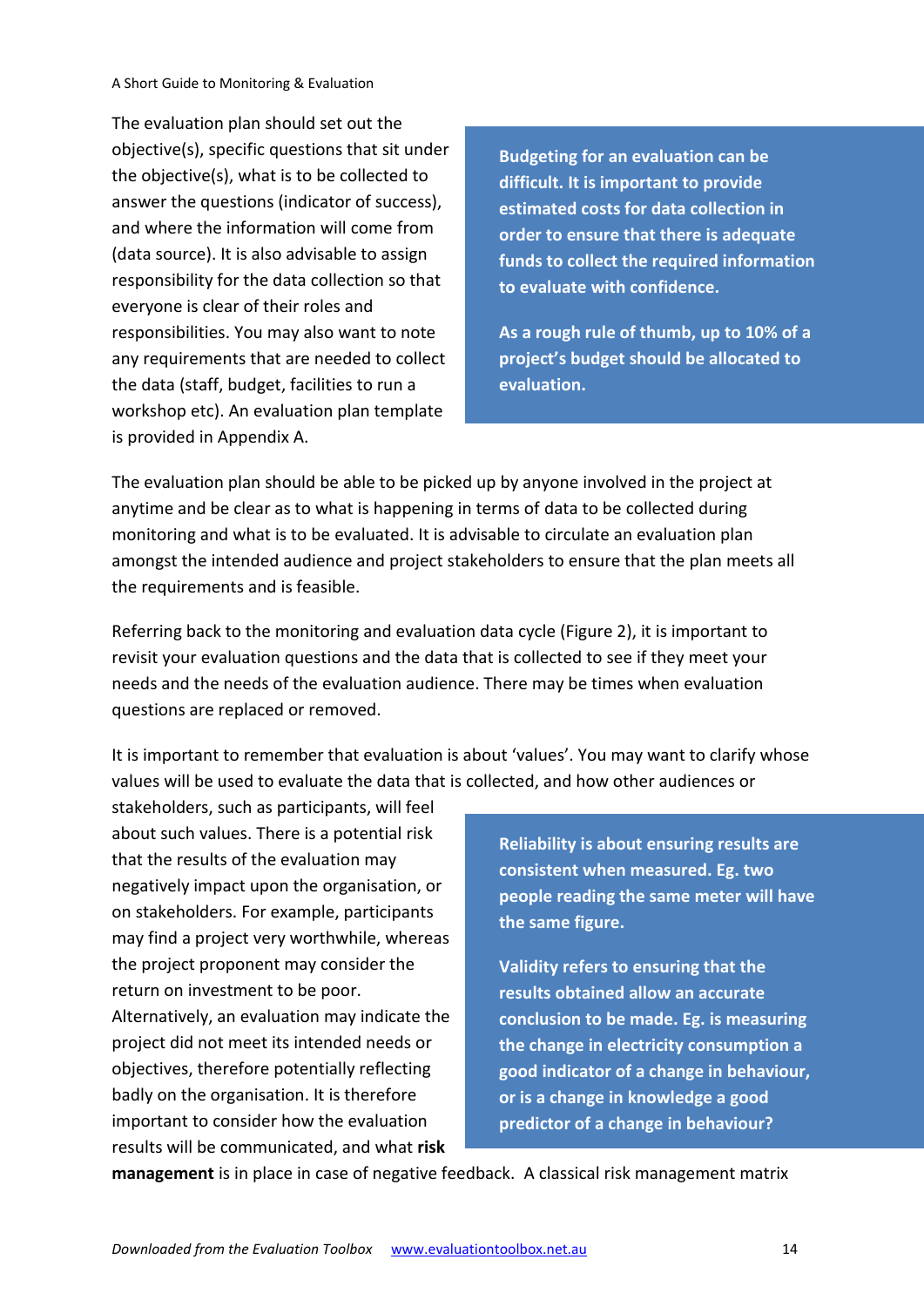The evaluation plan should set out the objective(s), specific questions that sit under the objective(s), what is to be collected to answer the questions (indicator of success), and where the information will come from (data source). It is also advisable to assign responsibility for the data collection so that everyone is clear of their roles and responsibilities. You may also want to note any requirements that are needed to collect the data (staff, budget, facilities to run a workshop etc). An evaluation plan template is provided in Appendix A.

**Budgeting for an evaluation can be difficult. It is important to provide estimated costs for data collection in order to ensure that there is adequate funds to collect the required information to evaluate with confidence.**

**As a rough rule of thumb, up to 10% of a project's budget should be allocated to evaluation.**

The evaluation plan should be able to be picked up by anyone involved in the project at anytime and be clear as to what is happening in terms of data to be collected during monitoring and what is to be evaluated. It is advisable to circulate an evaluation plan amongst the intended audience and project stakeholders to ensure that the plan meets all the requirements and is feasible.

Referring back to the monitoring and evaluation data cycle (Figure 2), it is important to revisit your evaluation questions and the data that is collected to see if they meet your needs and the needs of the evaluation audience. There may be times when evaluation questions are replaced or removed.

It is important to remember that evaluation is about 'values'. You may want to clarify whose values will be used to evaluate the data that is collected, and how other audiences or stakeholders, such as participants, will feel about such values. There is a potential risk that the results of the evaluation may negatively impact upon the organisation, or on stakeholders. For example, participants may find a project very worthwhile, whereas the project proponent may consider the return on investment to be poor. Alternatively, an evaluation may indicate the project did not meet its intended needs or objectives, therefore potentially reflecting badly on the organisation. It is therefore important to consider how the evaluation results will be communicated, and what **risk management** is in place in case of negative feedback. A classical risk management matrix

**Reliability is about ensuring results are consistent when measured. Eg. two people reading the same meter will have the same figure.**

**Validity refers to ensuring that the results obtained allow an accurate conclusion to be made. Eg. is measuring the change in electricity consumption a good indicator of a change in behaviour, or is a change in knowledge a good predictor of a change in behaviour?**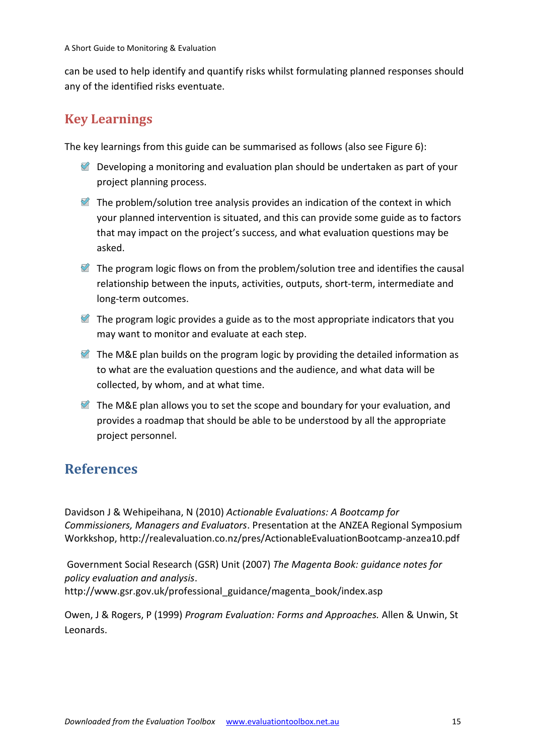can be used to help identify and quantify risks whilst formulating planned responses should any of the identified risks eventuate.

## Key Learnings

The key learnings from this guide can be summarised as follows (also see Figure 6):

- Developing a monitoring and evaluation plan should be undertaken as part of your project planning process.
- The problem/solution tree analysis provides an indication of the context in which your planned intervention is situated, and this can provide some guide as to factors that may impact on the project's success, and what evaluation questions may be asked.
- The program logic flows on from the problem/solution tree and identifies the causal relationship between the inputs, activities, outputs, short-term, intermediate and long-term outcomes.
- The program logic provides a guide as to the most appropriate indicators that you may want to monitor and evaluate at each step.
- The M&E plan builds on the program logic by providing the detailed information as to what are the evaluation questions and the audience, and what data will be collected, by whom, and at what time.
- The M&E plan allows you to set the scope and boundary for your evaluation, and provides a roadmap that should be able to be understood by all the appropriate project personnel.

## References

Davidson J & Wehipeihana, N (2010) *Actionable Evaluations: A Bootcamp for Commissioners, Managers and Evaluators*. Presentation at the ANZEA Regional Symposium Workkshop, http://realevaluation.co.nz/pres/ActionableEvaluationBootcamp-anzea10.pdf

Government Social Research (GSR) Unit (2007) *The Magenta Book: guidance notes for policy evaluation and analysis*. http://www.gsr.gov.uk/professional_guidance/magenta_book/index.asp

Owen, J & Rogers, P (1999) *Program Evaluation: Forms and Approaches.* Allen & Unwin, St Leonards.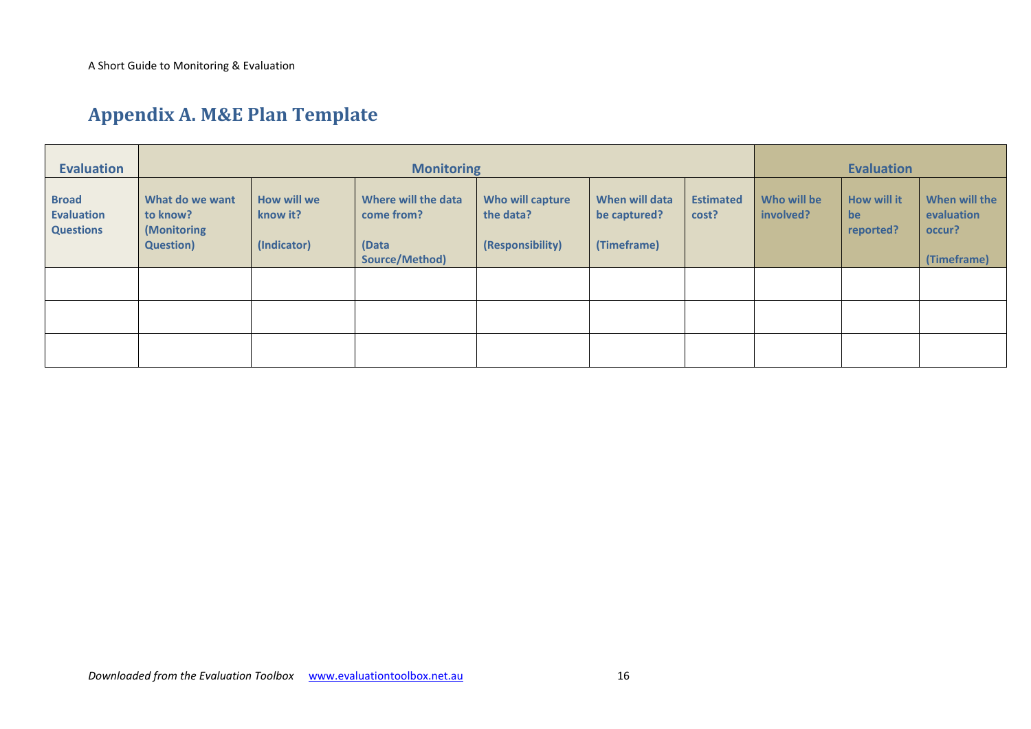## Appendix A. M&E Plan Template

| Evaluation | Monitoring | | | | | | Evaluation | | |
|---|---|---|---|---|---|---|---|---|---|
| Broad Evaluation Questions | What do we want to know? (Monitoring Question) | How will we know it? (Indicator) | Where will the data come from? (Data Source/Method) | Who will capture the data? (Responsibility) | When will data be captured? (Timeframe) | Estimated cost? | Who will be involved? | How will it be reported? | When will the evaluation occur? (Timeframe) |
| | | | | | | | | | |
| | | | | | | | | | |
| | | | | | | | | | |

*Downloaded from the Evaluation Toolbox* www.evaluationtoolbox.net.au